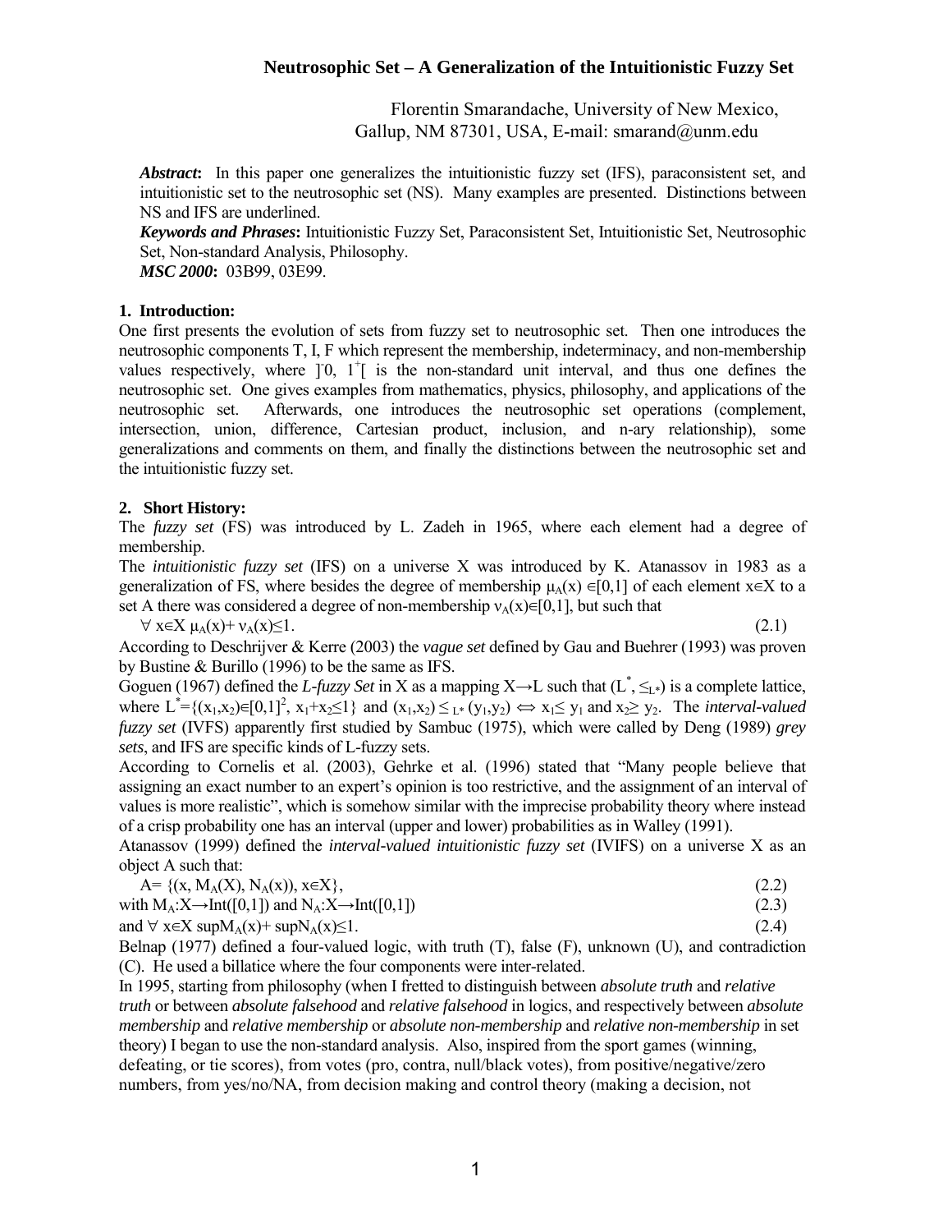# Neutrosophic Set – A Generalization of the Intuitionistic Fuzzy Set

Florentin Smarandache, University of New Mexico,
Gallup, NM 87301, USA, E-mail: smarand@unm.edu

***Abstract*:** In this paper one generalizes the intuitionistic fuzzy set (IFS), paraconsistent set, and intuitionistic set to the neutrosophic set (NS). Many examples are presented. Distinctions between NS and IFS are underlined.

***Keywords and Phrases*:** Intuitionistic Fuzzy Set, Paraconsistent Set, Intuitionistic Set, Neutrosophic Set, Non-standard Analysis, Philosophy.

***MSC 2000*:** 03B99, 03E99.

## 1. Introduction:

One first presents the evolution of sets from fuzzy set to neutrosophic set. Then one introduces the neutrosophic components T, I, F which represent the membership, indeterminacy, and non-membership values respectively, where $]^-0, 1^+[$ is the non-standard unit interval, and thus one defines the neutrosophic set. One gives examples from mathematics, physics, philosophy, and applications of the neutrosophic set. Afterwards, one introduces the neutrosophic set operations (complement, intersection, union, difference, Cartesian product, inclusion, and n-ary relationship), some generalizations and comments on them, and finally the distinctions between the neutrosophic set and the intuitionistic fuzzy set.

## 2. Short History:

The *fuzzy set* (FS) was introduced by L. Zadeh in 1965, where each element had a degree of membership.

The *intuitionistic fuzzy set* (IFS) on a universe X was introduced by K. Atanassov in 1983 as a generalization of FS, where besides the degree of membership $\mu_A(x) \in [0,1]$ of each element $x \in X$ to a set A there was considered a degree of non-membership $\nu_A(x) \in [0,1]$, but such that

$$\forall x \in X \ \mu_A(x) + \nu_A(x) \leq 1. \tag{2.1}$$

According to Deschrijver & Kerre (2003) the *vague set* defined by Gau and Buehrer (1993) was proven by Bustine & Burillo (1996) to be the same as IFS.

Goguen (1967) defined the *L-fuzzy Set* in X as a mapping X→L such that $(L^*, \leq_{L^*})$ is a complete lattice, where $L^* = \{(x_1,x_2) \in [0,1]^2, x_1+x_2 \leq 1\}$ and $(x_1,x_2) \leq_{L^*} (y_1,y_2) \Leftrightarrow x_1 \leq y_1$ and $x_2 \geq y_2$. The *interval-valued fuzzy set* (IVFS) apparently first studied by Sambuc (1975), which were called by Deng (1989) *grey sets*, and IFS are specific kinds of L-fuzzy sets.

According to Cornelis et al. (2003), Gehrke et al. (1996) stated that "Many people believe that assigning an exact number to an expert's opinion is too restrictive, and the assignment of an interval of values is more realistic", which is somehow similar with the imprecise probability theory where instead of a crisp probability one has an interval (upper and lower) probabilities as in Walley (1991).

Atanassov (1999) defined the *interval-valued intuitionistic fuzzy set* (IVIFS) on a universe X as an object A such that:

$$A = \{(x, M_A(X), N_A(x)), x \in X\}, \tag{2.2}$$

$$\text{with } M_A: X \to \text{Int}([0,1]) \text{ and } N_A: X \to \text{Int}([0,1]) \tag{2.3}$$

$$\text{and } \forall x \in X \ \sup M_A(x) + \sup N_A(x) \leq 1. \tag{2.4}$$

Belnap (1977) defined a four-valued logic, with truth (T), false (F), unknown (U), and contradiction (C). He used a billatice where the four components were inter-related.

In 1995, starting from philosophy (when I fretted to distinguish between *absolute truth* and *relative truth* or between *absolute falsehood* and *relative falsehood* in logics, and respectively between *absolute membership* and *relative membership* or *absolute non-membership* and *relative non-membership* in set theory) I began to use the non-standard analysis. Also, inspired from the sport games (winning, defeating, or tie scores), from votes (pro, contra, null/black votes), from positive/negative/zero numbers, from yes/no/NA, from decision making and control theory (making a decision, not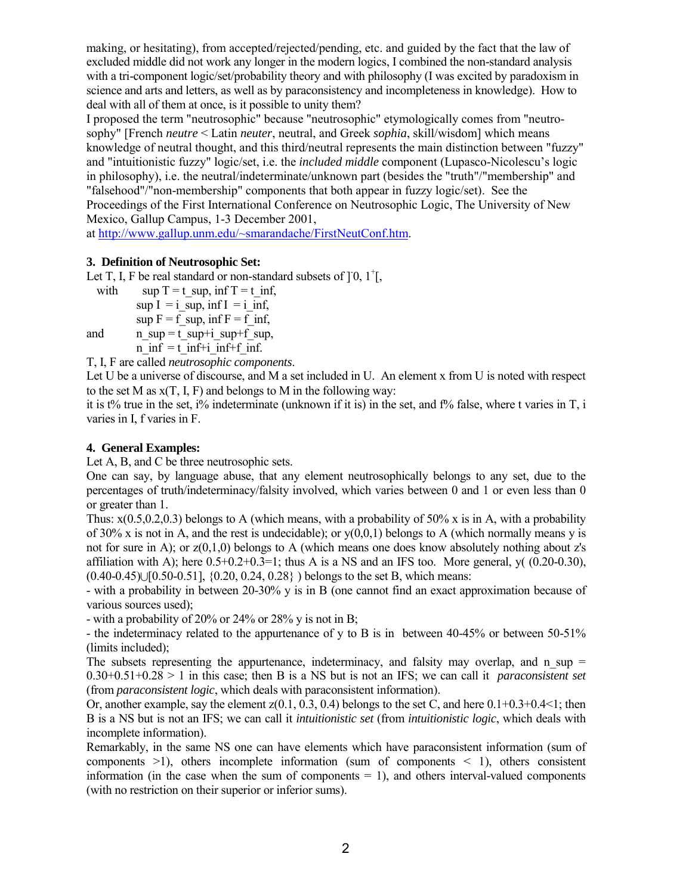making, or hesitating), from accepted/rejected/pending, etc. and guided by the fact that the law of excluded middle did not work any longer in the modern logics, I combined the non-standard analysis with a tri-component logic/set/probability theory and with philosophy (I was excited by paradoxism in science and arts and letters, as well as by paraconsistency and incompleteness in knowledge). How to deal with all of them at once, is it possible to unity them?

I proposed the term "neutrosophic" because "neutrosophic" etymologically comes from "neutro-sophy" [French *neutre* < Latin *neuter*, neutral, and Greek *sophia*, skill/wisdom] which means knowledge of neutral thought, and this third/neutral represents the main distinction between "fuzzy" and "intuitionistic fuzzy" logic/set, i.e. the *included middle* component (Lupasco-Nicolescu's logic in philosophy), i.e. the neutral/indeterminate/unknown part (besides the "truth"/"membership" and "falsehood"/"non-membership" components that both appear in fuzzy logic/set). See the Proceedings of the First International Conference on Neutrosophic Logic, The University of New Mexico, Gallup Campus, 1-3 December 2001, at http://www.gallup.unm.edu/~smarandache/FirstNeutConf.htm.

### 3. Definition of Neutrosophic Set:

Let T, I, F be real standard or non-standard subsets of $]^-0, 1^+[$,

with $\sup T = t\_sup$, $\inf T = t\_inf$,
$\sup I = i\_sup$, $\inf I = i\_inf$,
$\sup F = f\_sup$, $\inf F = f\_inf$,

and $n\_sup = t\_sup+i\_sup+f\_sup$,
$n\_inf = t\_inf+i\_inf+f\_inf$.

T, I, F are called *neutrosophic components*.

Let U be a universe of discourse, and M a set included in U. An element x from U is noted with respect to the set M as x(T, I, F) and belongs to M in the following way:

it is t% true in the set, i% indeterminate (unknown if it is) in the set, and f% false, where t varies in T, i varies in I, f varies in F.

### 4. General Examples:

Let A, B, and C be three neutrosophic sets.

One can say, by language abuse, that any element neutrosophically belongs to any set, due to the percentages of truth/indeterminacy/falsity involved, which varies between 0 and 1 or even less than 0 or greater than 1.

Thus: x(0.5,0.2,0.3) belongs to A (which means, with a probability of 50% x is in A, with a probability of 30% x is not in A, and the rest is undecidable); or y(0,0,1) belongs to A (which normally means y is not for sure in A); or z(0,1,0) belongs to A (which means one does know absolutely nothing about z's affiliation with A); here 0.5+0.2+0.3=1; thus A is a NS and an IFS too. More general, y( (0.20-0.30), $(0.40\text{-}0.45)\cup[0.50\text{-}0.51]$, {0.20, 0.24, 0.28} ) belongs to the set B, which means:

- with a probability in between 20-30% y is in B (one cannot find an exact approximation because of various sources used);
- with a probability of 20% or 24% or 28% y is not in B;
- the indeterminacy related to the appurtenance of y to B is in between 40-45% or between 50-51% (limits included);

The subsets representing the appurtenance, indeterminacy, and falsity may overlap, and $n\_sup = 0.30+0.51+0.28 > 1$ in this case; then B is a NS but is not an IFS; we can call it *paraconsistent set* (from *paraconsistent logic*, which deals with paraconsistent information).

Or, another example, say the element z(0.1, 0.3, 0.4) belongs to the set C, and here 0.1+0.3+0.4<1; then B is a NS but is not an IFS; we can call it *intuitionistic set* (from *intuitionistic logic*, which deals with incomplete information).

Remarkably, in the same NS one can have elements which have paraconsistent information (sum of components >1), others incomplete information (sum of components < 1), others consistent information (in the case when the sum of components = 1), and others interval-valued components (with no restriction on their superior or inferior sums).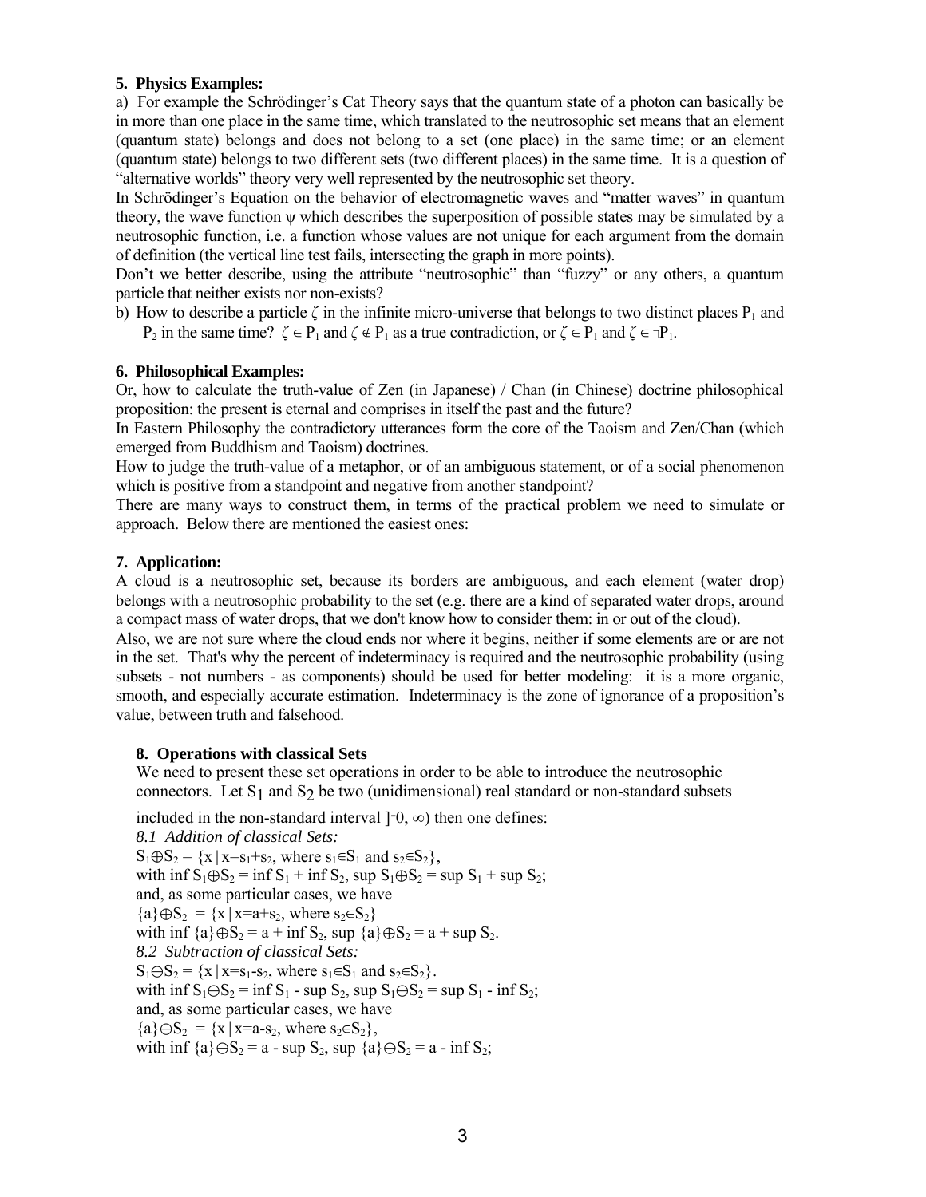### 5. Physics Examples:

a) For example the Schrödinger's Cat Theory says that the quantum state of a photon can basically be in more than one place in the same time, which translated to the neutrosophic set means that an element (quantum state) belongs and does not belong to a set (one place) in the same time; or an element (quantum state) belongs to two different sets (two different places) in the same time. It is a question of "alternative worlds" theory very well represented by the neutrosophic set theory.

In Schrödinger's Equation on the behavior of electromagnetic waves and "matter waves" in quantum theory, the wave function $\psi$ which describes the superposition of possible states may be simulated by a neutrosophic function, i.e. a function whose values are not unique for each argument from the domain of definition (the vertical line test fails, intersecting the graph in more points).

Don't we better describe, using the attribute "neutrosophic" than "fuzzy" or any others, a quantum particle that neither exists nor non-exists?

b) How to describe a particle $\zeta$ in the infinite micro-universe that belongs to two distinct places $P_1$ and $P_2$ in the same time? $\zeta \in P_1$ and $\zeta \notin P_1$ as a true contradiction, or $\zeta \in P_1$ and $\zeta \in \neg P_1$.

### 6. Philosophical Examples:

Or, how to calculate the truth-value of Zen (in Japanese) / Chan (in Chinese) doctrine philosophical proposition: the present is eternal and comprises in itself the past and the future?

In Eastern Philosophy the contradictory utterances form the core of the Taoism and Zen/Chan (which emerged from Buddhism and Taoism) doctrines.

How to judge the truth-value of a metaphor, or of an ambiguous statement, or of a social phenomenon which is positive from a standpoint and negative from another standpoint?

There are many ways to construct them, in terms of the practical problem we need to simulate or approach. Below there are mentioned the easiest ones:

### 7. Application:

A cloud is a neutrosophic set, because its borders are ambiguous, and each element (water drop) belongs with a neutrosophic probability to the set (e.g. there are a kind of separated water drops, around a compact mass of water drops, that we don't know how to consider them: in or out of the cloud).

Also, we are not sure where the cloud ends nor where it begins, neither if some elements are or are not in the set. That's why the percent of indeterminacy is required and the neutrosophic probability (using subsets - not numbers - as components) should be used for better modeling: it is a more organic, smooth, and especially accurate estimation. Indeterminacy is the zone of ignorance of a proposition's value, between truth and falsehood.

### 8. Operations with classical Sets

We need to present these set operations in order to be able to introduce the neutrosophic connectors. Let $S_1$ and $S_2$ be two (unidimensional) real standard or non-standard subsets included in the non-standard interval $]^{-}0, \infty)$ then one defines:

*8.1 Addition of classical Sets:*

$S_1 \oplus S_2 = \{x \mid x = s_1 + s_2, \text{ where } s_1 \in S_1 \text{ and } s_2 \in S_2\}$,

with $\inf S_1 \oplus S_2 = \inf S_1 + \inf S_2$, $\sup S_1 \oplus S_2 = \sup S_1 + \sup S_2$;

and, as some particular cases, we have

$\{a\} \oplus S_2 = \{x \mid x = a + s_2, \text{ where } s_2 \in S_2\}$

with $\inf \{a\} \oplus S_2 = a + \inf S_2$, $\sup \{a\} \oplus S_2 = a + \sup S_2$.

*8.2 Subtraction of classical Sets:*

$S_1 \ominus S_2 = \{x \mid x = s_1 - s_2, \text{ where } s_1 \in S_1 \text{ and } s_2 \in S_2\}$.

with $\inf S_1 \ominus S_2 = \inf S_1 - \sup S_2$, $\sup S_1 \ominus S_2 = \sup S_1 - \inf S_2$;

and, as some particular cases, we have

$\{a\} \ominus S_2 = \{x \mid x = a - s_2, \text{ where } s_2 \in S_2\}$,

with $\inf \{a\} \ominus S_2 = a - \sup S_2$, $\sup \{a\} \ominus S_2 = a - \inf S_2$;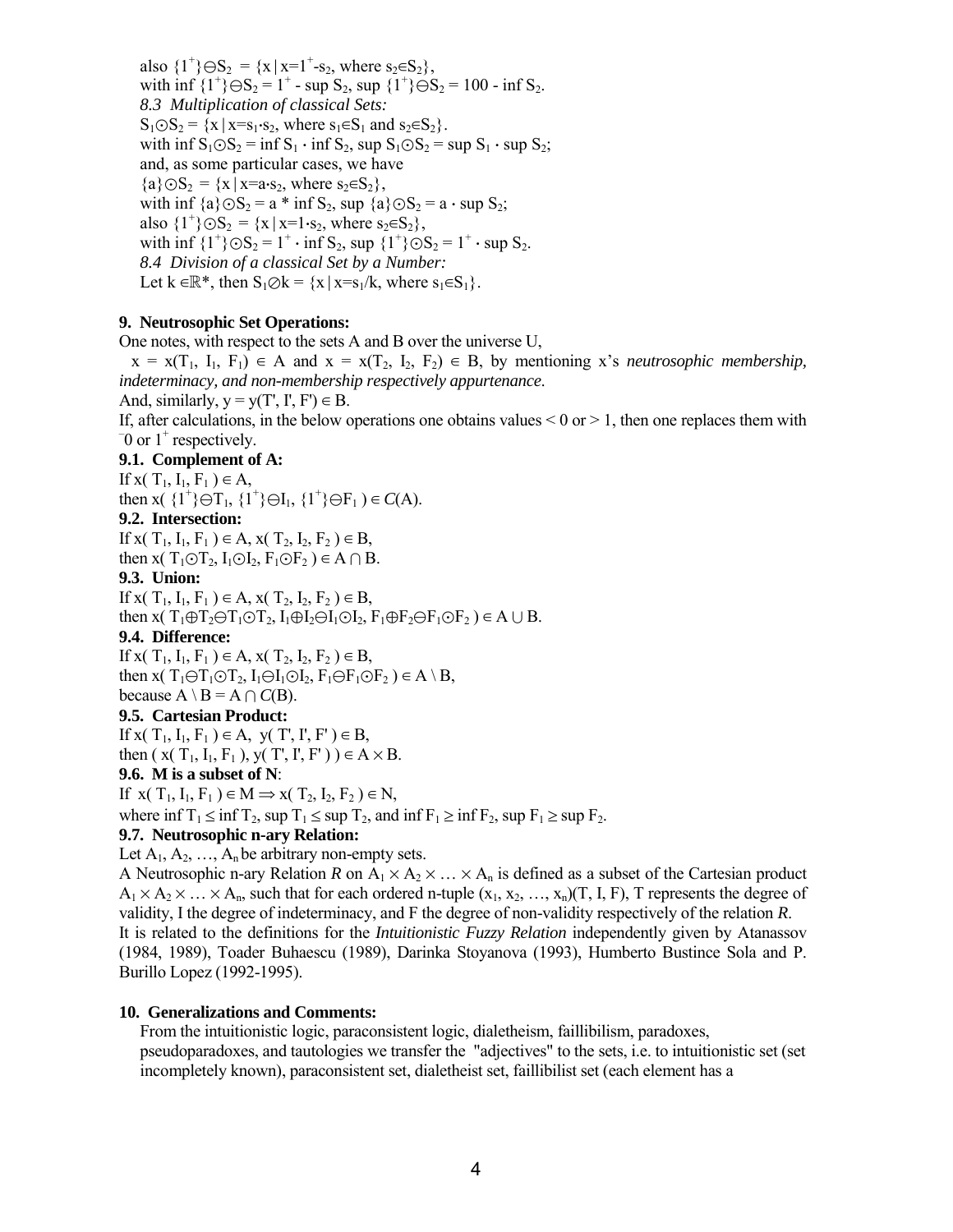also $\{1^+\} \ominus S_2 = \{x \mid x = 1^+ - s_2$, where $s_2 \in S_2\}$,
with $\inf \{1^+\} \ominus S_2 = 1^+ - \sup S_2$, $\sup \{1^+\} \ominus S_2 = 100 - \inf S_2$.

*8.3 Multiplication of classical Sets:*

$S_1 \odot S_2 = \{x \mid x = s_1 \cdot s_2$, where $s_1 \in S_1$ and $s_2 \in S_2\}$.
with $\inf S_1 \odot S_2 = \inf S_1 \cdot \inf S_2$, $\sup S_1 \odot S_2 = \sup S_1 \cdot \sup S_2$;
and, as some particular cases, we have
$\{a\} \odot S_2 = \{x \mid x = a \cdot s_2$, where $s_2 \in S_2\}$,
with $\inf \{a\} \odot S_2 = a * \inf S_2$, $\sup \{a\} \odot S_2 = a \cdot \sup S_2$;
also $\{1^+\} \odot S_2 = \{x \mid x = 1 \cdot s_2$, where $s_2 \in S_2\}$,
with $\inf \{1^+\} \odot S_2 = 1^+ \cdot \inf S_2$, $\sup \{1^+\} \odot S_2 = 1^+ \cdot \sup S_2$.

*8.4 Division of a classical Set by a Number:*

Let $k \in \mathbb{R}^*$, then $S_1 \oslash k = \{x \mid x = s_1/k$, where $s_1 \in S_1\}$.

### 9. Neutrosophic Set Operations:

One notes, with respect to the sets A and B over the universe U,
$x = x(T_1, I_1, F_1) \in A$ and $x = x(T_2, I_2, F_2) \in B$, by mentioning x's *neutrosophic membership, indeterminacy, and non-membership respectively appurtenance.*
And, similarly, $y = y(T', I', F') \in B$.
If, after calculations, in the below operations one obtains values $< 0$ or $> 1$, then one replaces them with $^-0$ or $1^+$ respectively.

**9.1. Complement of A:**

If $x(T_1, I_1, F_1) \in A$,
then $x(\{1^+\} \ominus T_1, \{1^+\} \ominus I_1, \{1^+\} \ominus F_1) \in C(A)$.

**9.2. Intersection:**

If $x(T_1, I_1, F_1) \in A$, $x(T_2, I_2, F_2) \in B$,
then $x(T_1 \odot T_2, I_1 \odot I_2, F_1 \odot F_2) \in A \cap B$.

**9.3. Union:**

If $x(T_1, I_1, F_1) \in A$, $x(T_2, I_2, F_2) \in B$,
then $x(T_1 \oplus T_2 \ominus T_1 \odot T_2, I_1 \oplus I_2 \ominus I_1 \odot I_2, F_1 \oplus F_2 \ominus F_1 \odot F_2) \in A \cup B$.

**9.4. Difference:**

If $x(T_1, I_1, F_1) \in A$, $x(T_2, I_2, F_2) \in B$,
then $x(T_1 \ominus T_1 \odot T_2, I_1 \ominus I_1 \odot I_2, F_1 \ominus F_1 \odot F_2) \in A \setminus B$,
because $A \setminus B = A \cap C(B)$.

**9.5. Cartesian Product:**

If $x(T_1, I_1, F_1) \in A$, $y(T', I', F') \in B$,
then $(x(T_1, I_1, F_1), y(T', I', F')) \in A \times B$.

**9.6. M is a subset of N:**

If $x(T_1, I_1, F_1) \in M \Rightarrow x(T_2, I_2, F_2) \in N$,
where $\inf T_1 \le \inf T_2$, $\sup T_1 \le \sup T_2$, and $\inf F_1 \ge \inf F_2$, $\sup F_1 \ge \sup F_2$.

**9.7. Neutrosophic n-ary Relation:**

Let $A_1, A_2, \ldots, A_n$ be arbitrary non-empty sets.
A Neutrosophic n-ary Relation *R* on $A_1 \times A_2 \times \ldots \times A_n$ is defined as a subset of the Cartesian product $A_1 \times A_2 \times \ldots \times A_n$, such that for each ordered n-tuple $(x_1, x_2, \ldots, x_n)(T, I, F)$, T represents the degree of validity, I the degree of indeterminacy, and F the degree of non-validity respectively of the relation *R*.
It is related to the definitions for the *Intuitionistic Fuzzy Relation* independently given by Atanassov (1984, 1989), Toader Buhaescu (1989), Darinka Stoyanova (1993), Humberto Bustince Sola and P. Burillo Lopez (1992-1995).

### 10. Generalizations and Comments:

From the intuitionistic logic, paraconsistent logic, dialetheism, faillibilism, paradoxes, pseudoparadoxes, and tautologies we transfer the "adjectives" to the sets, i.e. to intuitionistic set (set incompletely known), paraconsistent set, dialetheist set, faillibilist set (each element has a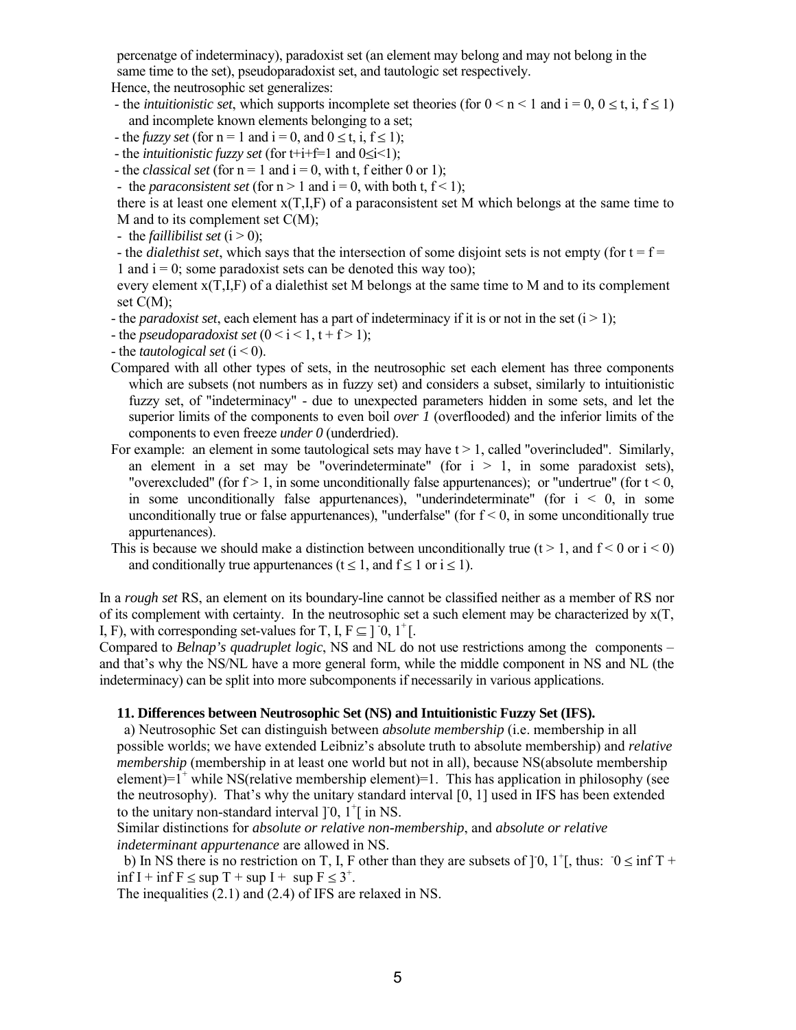percenatge of indeterminacy), paradoxist set (an element may belong and may not belong in the same time to the set), pseudoparadoxist set, and tautologic set respectively.

Hence, the neutrosophic set generalizes:

- the *intuitionistic set*, which supports incomplete set theories (for $0 < n < 1$ and $i = 0$, $0 \le t, i, f \le 1$) and incomplete known elements belonging to a set;
- the *fuzzy set* (for $n = 1$ and $i = 0$, and $0 \le t, i, f \le 1$);
- the *intuitionistic fuzzy set* (for $t+i+f=1$ and $0 \le i < 1$);
- the *classical set* (for $n = 1$ and $i = 0$, with t, f either 0 or 1);
- the *paraconsistent set* (for $n > 1$ and $i = 0$, with both $t, f < 1$);

  there is at least one element x(T,I,F) of a paraconsistent set M which belongs at the same time to M and to its complement set C(M);
- the *faillibilist set* ($i > 0$);
- the *dialethist set*, which says that the intersection of some disjoint sets is not empty (for $t = f = 1$ and $i = 0$; some paradoxist sets can be denoted this way too);

  every element x(T,I,F) of a dialethist set M belongs at the same time to M and to its complement set C(M);
- the *paradoxist set*, each element has a part of indeterminacy if it is or not in the set ($i > 1$);
- the *pseudoparadoxist set* ($0 < i < 1$, $t + f > 1$);
- the *tautological set* ($i < 0$).

Compared with all other types of sets, in the neutrosophic set each element has three components which are subsets (not numbers as in fuzzy set) and considers a subset, similarly to intuitionistic fuzzy set, of "indeterminacy" - due to unexpected parameters hidden in some sets, and let the superior limits of the components to even boil *over 1* (overflooded) and the inferior limits of the components to even freeze *under 0* (underdried).

For example: an element in some tautological sets may have $t > 1$, called "overincluded". Similarly, an element in a set may be "overindeterminate" (for $i > 1$, in some paradoxist sets), "overexcluded" (for $f > 1$, in some unconditionally false appurtenances); or "undertrue" (for $t < 0$, in some unconditionally false appurtenances), "underindeterminate" (for $i < 0$, in some unconditionally true or false appurtenances), "underfalse" (for $f < 0$, in some unconditionally true appurtenances).

This is because we should make a distinction between unconditionally true ($t > 1$, and $f < 0$ or $i < 0$) and conditionally true appurtenances ($t \le 1$, and $f \le 1$ or $i \le 1$).

In a *rough set* RS, an element on its boundary-line cannot be classified neither as a member of RS nor of its complement with certainty. In the neutrosophic set a such element may be characterized by x(T, I, F), with corresponding set-values for $T, I, F \subseteq \,]^-0, 1^+[$.

Compared to *Belnap's quadruplet logic*, NS and NL do not use restrictions among the components – and that's why the NS/NL have a more general form, while the middle component in NS and NL (the indeterminacy) can be split into more subcomponents if necessarily in various applications.

### 11. Differences between Neutrosophic Set (NS) and Intuitionistic Fuzzy Set (IFS).

a) Neutrosophic Set can distinguish between *absolute membership* (i.e. membership in all possible worlds; we have extended Leibniz's absolute truth to absolute membership) and *relative membership* (membership in at least one world but not in all), because NS(absolute membership element)$=1^+$ while NS(relative membership element)=1. This has application in philosophy (see the neutrosophy). That's why the unitary standard interval [0, 1] used in IFS has been extended to the unitary non-standard interval $]^-0, 1^+[$ in NS.

Similar distinctions for *absolute or relative non-membership*, and *absolute or relative indeterminant appurtenance* are allowed in NS.

b) In NS there is no restriction on T, I, F other than they are subsets of $]^-0, 1^+[$, thus: $^-0 \le \inf T + \inf I + \inf F \le \sup T + \sup I + \sup F \le 3^+$.

The inequalities (2.1) and (2.4) of IFS are relaxed in NS.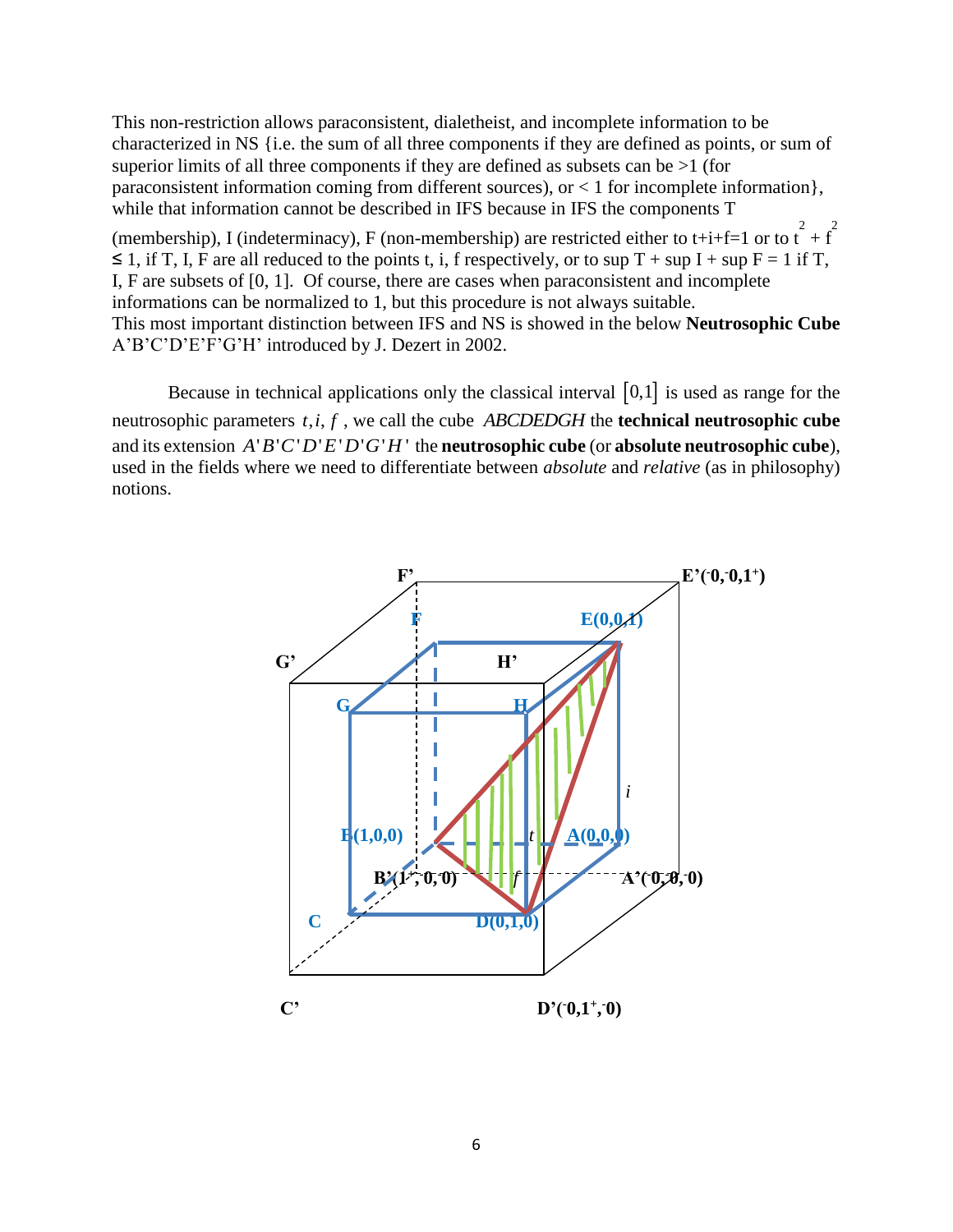This non-restriction allows paraconsistent, dialetheist, and incomplete information to be characterized in NS {i.e. the sum of all three components if they are defined as points, or sum of superior limits of all three components if they are defined as subsets can be >1 (for paraconsistent information coming from different sources), or < 1 for incomplete information}, while that information cannot be described in IFS because in IFS the components T (membership), I (indeterminacy), F (non-membership) are restricted either to t+i+f=1 or to $t^2 + f^2 \leq 1$, if T, I, F are all reduced to the points t, i, f respectively, or to sup T + sup I + sup F = 1 if T, I, F are subsets of [0, 1]. Of course, there are cases when paraconsistent and incomplete informations can be normalized to 1, but this procedure is not always suitable.
This most important distinction between IFS and NS is showed in the below **Neutrosophic Cube** A'B'C'D'E'F'G'H' introduced by J. Dezert in 2002.

Because in technical applications only the classical interval $[0,1]$ is used as range for the neutrosophic parameters $t, i, f$, we call the cube *ABCDEDGH* the **technical neutrosophic cube** and its extension $A'B'C'D'E'D'G'H'$ the **neutrosophic cube** (or **absolute neutrosophic cube**), used in the fields where we need to differentiate between *absolute* and *relative* (as in philosophy) notions.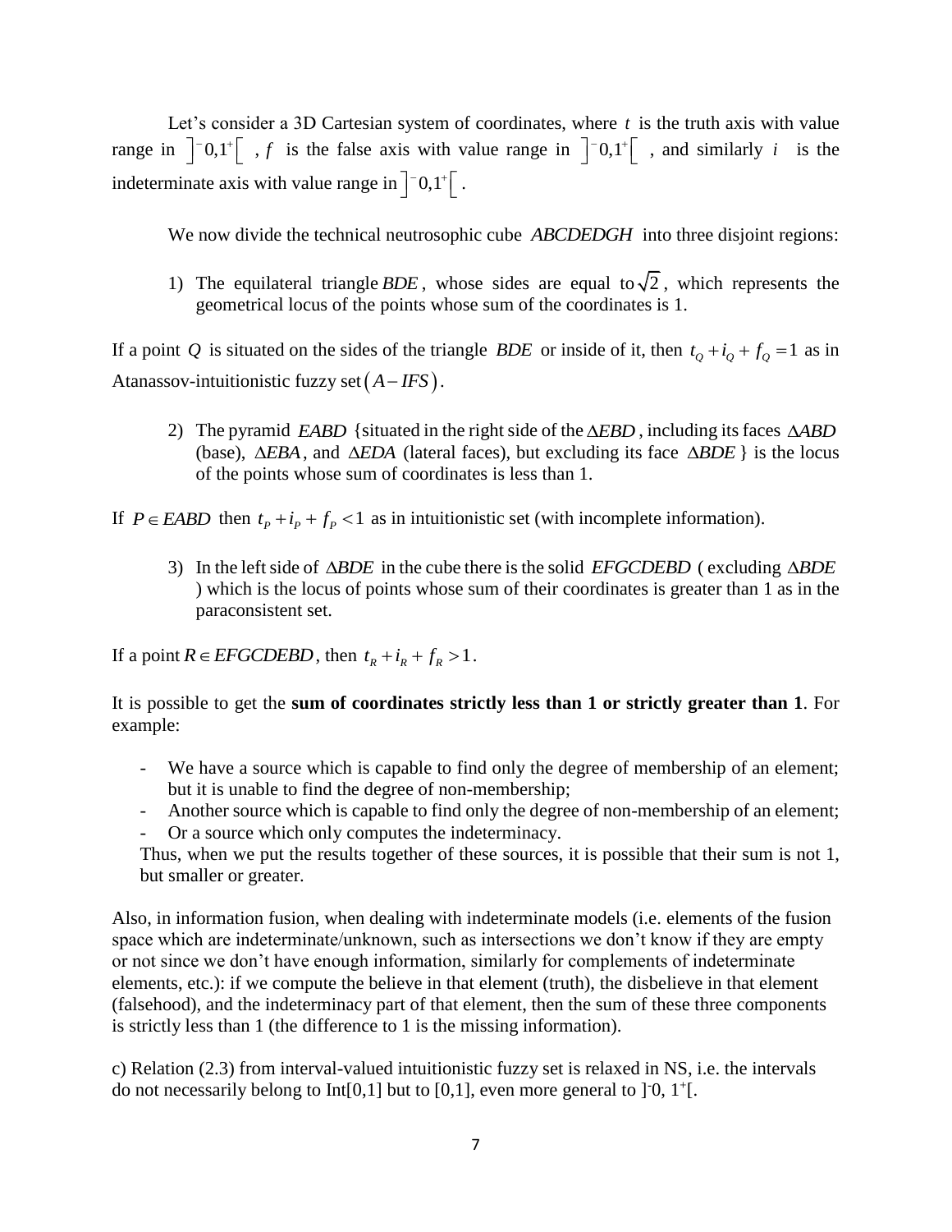Let's consider a 3D Cartesian system of coordinates, where $t$ is the truth axis with value range in $\left]^{-}0,1^{+}\right[$ , $f$ is the false axis with value range in $\left]^{-}0,1^{+}\right[$ , and similarly $i$ is the indeterminate axis with value range in $\left]^{-}0,1^{+}\right[$.

We now divide the technical neutrosophic cube $ABCDEDGH$ into three disjoint regions:

1) The equilateral triangle $BDE$, whose sides are equal to $\sqrt{2}$, which represents the geometrical locus of the points whose sum of the coordinates is 1.

If a point $Q$ is situated on the sides of the triangle $BDE$ or inside of it, then $t_Q + i_Q + f_Q = 1$ as in Atanassov-intuitionistic fuzzy set $(A - IFS)$.

2) The pyramid $EABD$ {situated in the right side of the $\Delta EBD$, including its faces $\Delta ABD$ (base), $\Delta EBA$, and $\Delta EDA$ (lateral faces), but excluding its face $\Delta BDE$ } is the locus of the points whose sum of coordinates is less than 1.

If $P \in EABD$ then $t_P + i_P + f_P < 1$ as in intuitionistic set (with incomplete information).

3) In the left side of $\Delta BDE$ in the cube there is the solid $EFGCDEBD$ ( excluding $\Delta BDE$ ) which is the locus of points whose sum of their coordinates is greater than 1 as in the paraconsistent set.

If a point $R \in EFGCDEBD$, then $t_R + i_R + f_R > 1$.

It is possible to get the **sum of coordinates strictly less than 1 or strictly greater than 1**. For example:

- We have a source which is capable to find only the degree of membership of an element; but it is unable to find the degree of non-membership;
- Another source which is capable to find only the degree of non-membership of an element;
- Or a source which only computes the indeterminacy.

Thus, when we put the results together of these sources, it is possible that their sum is not 1, but smaller or greater.

Also, in information fusion, when dealing with indeterminate models (i.e. elements of the fusion space which are indeterminate/unknown, such as intersections we don't know if they are empty or not since we don't have enough information, similarly for complements of indeterminate elements, etc.): if we compute the believe in that element (truth), the disbelieve in that element (falsehood), and the indeterminacy part of that element, then the sum of these three components is strictly less than 1 (the difference to 1 is the missing information).

c) Relation (2.3) from interval-valued intuitionistic fuzzy set is relaxed in NS, i.e. the intervals do not necessarily belong to Int[0,1] but to [0,1], even more general to $]^{-}0, 1^{+}[$.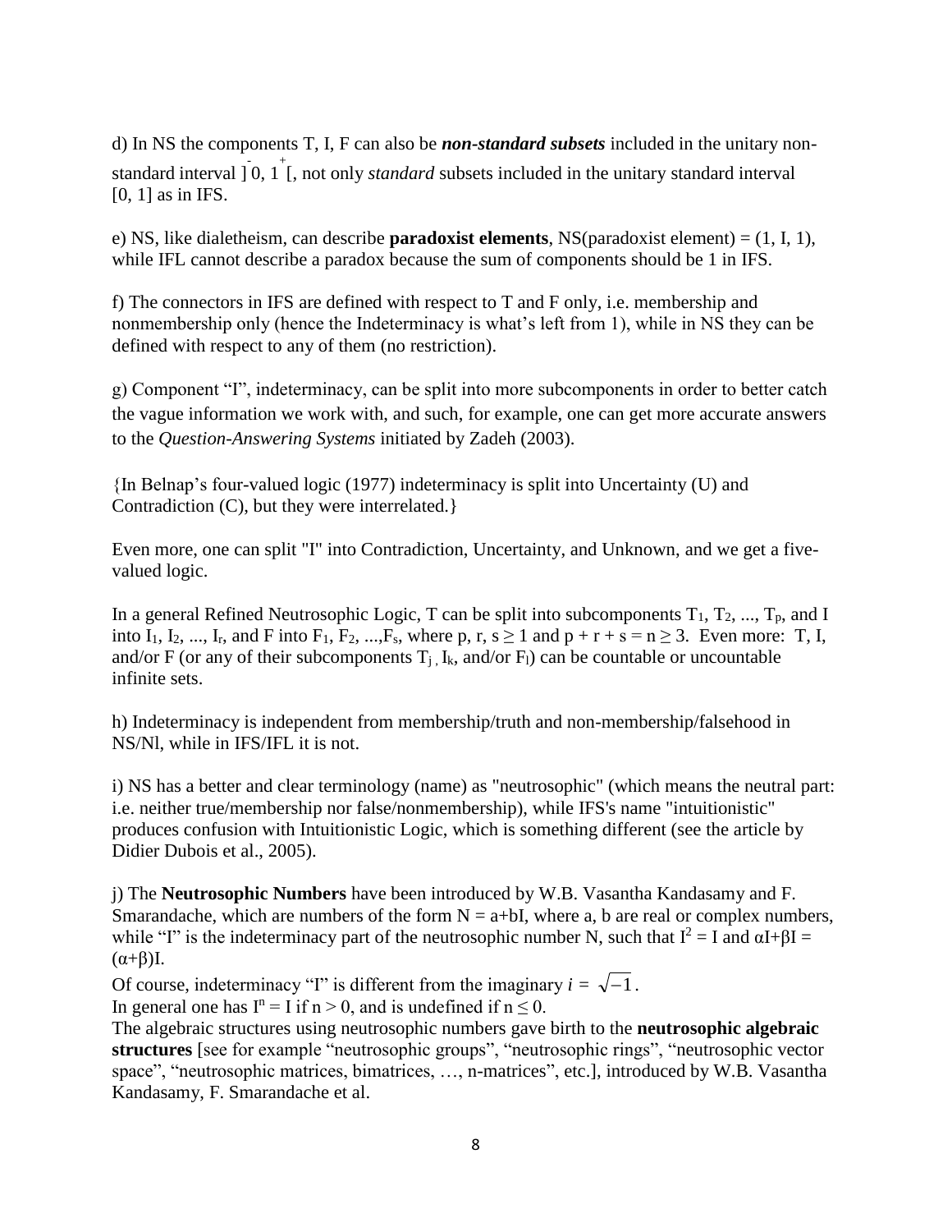d) In NS the components T, I, F can also be ***non-standard subsets*** included in the unitary non-standard interval $]^{-}0, 1^{+}[$, not only *standard* subsets included in the unitary standard interval [0, 1] as in IFS.

e) NS, like dialetheism, can describe **paradoxist elements**, NS(paradoxist element) = (1, I, 1), while IFL cannot describe a paradox because the sum of components should be 1 in IFS.

f) The connectors in IFS are defined with respect to T and F only, i.e. membership and nonmembership only (hence the Indeterminacy is what's left from 1), while in NS they can be defined with respect to any of them (no restriction).

g) Component "I", indeterminacy, can be split into more subcomponents in order to better catch the vague information we work with, and such, for example, one can get more accurate answers to the *Question-Answering Systems* initiated by Zadeh (2003).

{In Belnap's four-valued logic (1977) indeterminacy is split into Uncertainty (U) and Contradiction (C), but they were interrelated.}

Even more, one can split "I" into Contradiction, Uncertainty, and Unknown, and we get a five-valued logic.

In a general Refined Neutrosophic Logic, T can be split into subcomponents $T_1, T_2, ..., T_p$, and I into $I_1, I_2, ..., I_r$, and F into $F_1, F_2, ..., F_s$, where $p, r, s \geq 1$ and $p + r + s = n \geq 3$. Even more: T, I, and/or F (or any of their subcomponents $T_j$, $I_k$, and/or $F_l$) can be countable or uncountable infinite sets.

h) Indeterminacy is independent from membership/truth and non-membership/falsehood in NS/Nl, while in IFS/IFL it is not.

i) NS has a better and clear terminology (name) as "neutrosophic" (which means the neutral part: i.e. neither true/membership nor false/nonmembership), while IFS's name "intuitionistic" produces confusion with Intuitionistic Logic, which is something different (see the article by Didier Dubois et al., 2005).

j) The **Neutrosophic Numbers** have been introduced by W.B. Vasantha Kandasamy and F. Smarandache, which are numbers of the form $N = a+bI$, where a, b are real or complex numbers, while "I" is the indeterminacy part of the neutrosophic number N, such that $I^2 = I$ and $\alpha I+\beta I = (\alpha+\beta)I$.

Of course, indeterminacy "I" is different from the imaginary $i = \sqrt{-1}$.

In general one has $I^n = I$ if $n > 0$, and is undefined if $n \leq 0$.

The algebraic structures using neutrosophic numbers gave birth to the **neutrosophic algebraic structures** [see for example "neutrosophic groups", "neutrosophic rings", "neutrosophic vector space", "neutrosophic matrices, bimatrices, …, n-matrices", etc.], introduced by W.B. Vasantha Kandasamy, F. Smarandache et al.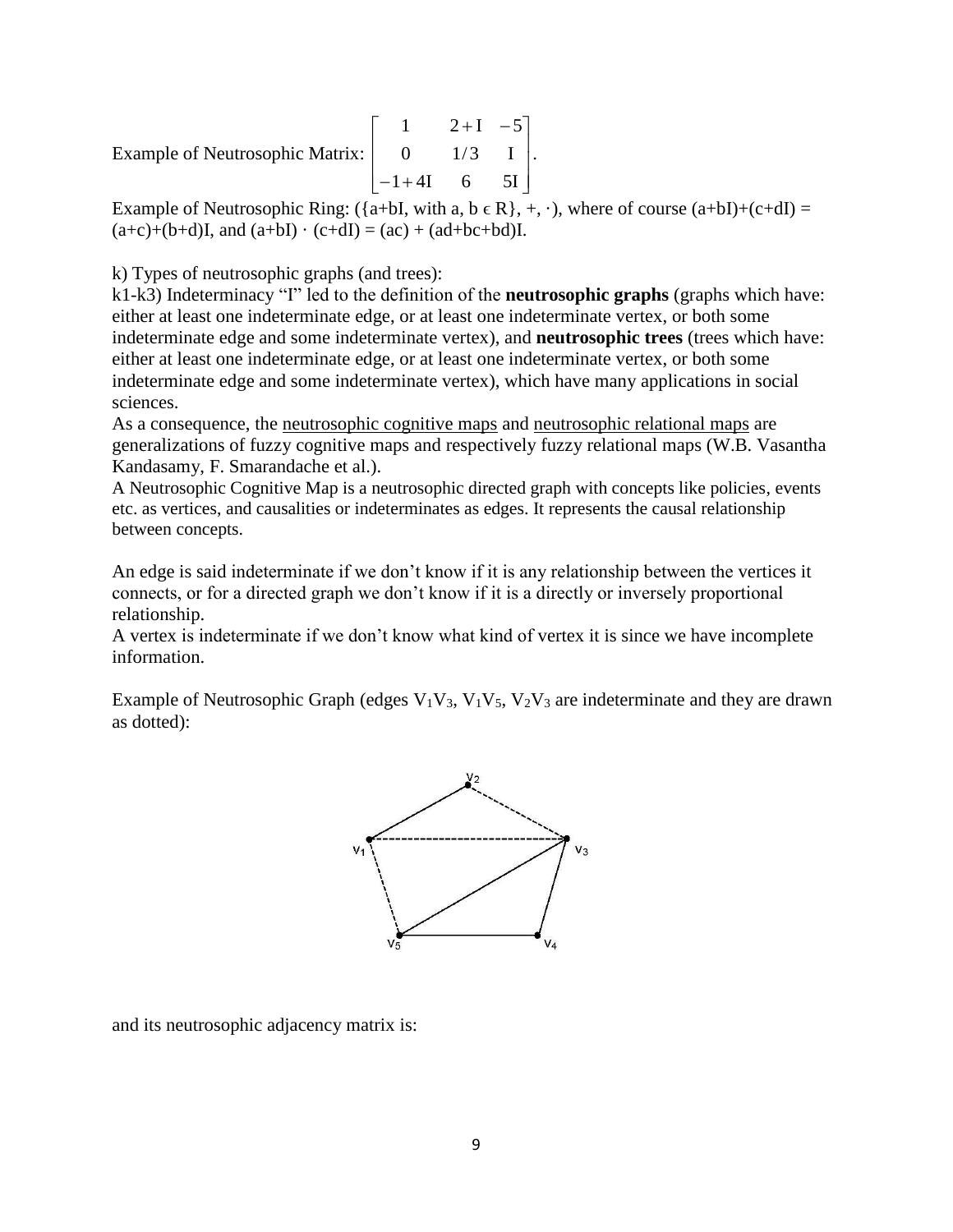Example of Neutrosophic Matrix: $\begin{bmatrix} 1 & 2+I & -5 \\ 0 & 1/3 & I \\ -1+4I & 6 & 5I \end{bmatrix}$.

Example of Neutrosophic Ring: ({a+bI, with a, b ϵ R}, +, ·), where of course (a+bI)+(c+dI) = (a+c)+(b+d)I, and (a+bI) · (c+dI) = (ac) + (ad+bc+bd)I.

k) Types of neutrosophic graphs (and trees):

k1-k3) Indeterminacy "I" led to the definition of the **neutrosophic graphs** (graphs which have: either at least one indeterminate edge, or at least one indeterminate vertex, or both some indeterminate edge and some indeterminate vertex), and **neutrosophic trees** (trees which have: either at least one indeterminate edge, or at least one indeterminate vertex, or both some indeterminate edge and some indeterminate vertex), which have many applications in social sciences.

As a consequence, the neutrosophic cognitive maps and neutrosophic relational maps are generalizations of fuzzy cognitive maps and respectively fuzzy relational maps (W.B. Vasantha Kandasamy, F. Smarandache et al.).

A Neutrosophic Cognitive Map is a neutrosophic directed graph with concepts like policies, events etc. as vertices, and causalities or indeterminates as edges. It represents the causal relationship between concepts.

An edge is said indeterminate if we don't know if it is any relationship between the vertices it connects, or for a directed graph we don't know if it is a directly or inversely proportional relationship.

A vertex is indeterminate if we don't know what kind of vertex it is since we have incomplete information.

Example of Neutrosophic Graph (edges $V_1V_3$, $V_1V_5$, $V_2V_3$ are indeterminate and they are drawn as dotted):

and its neutrosophic adjacency matrix is: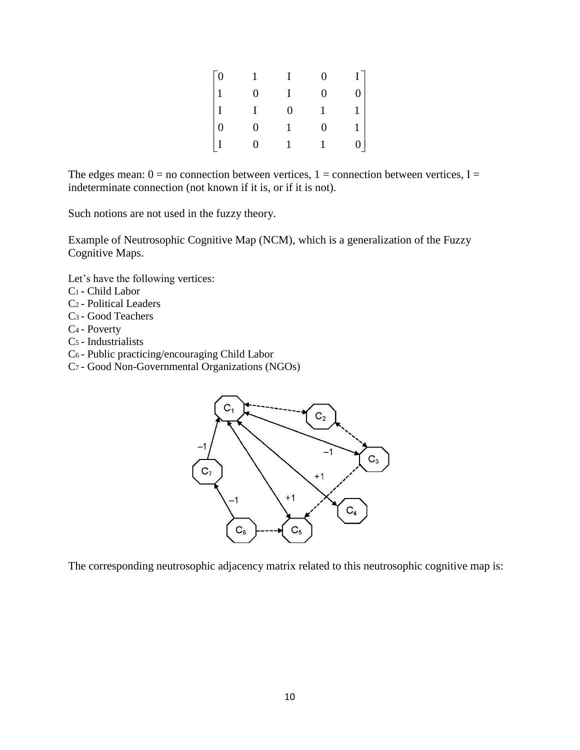$$
\begin{bmatrix}
0 & 1 & I & 0 & I \\
1 & 0 & I & 0 & 0 \\
I & I & 0 & 1 & 1 \\
0 & 0 & 1 & 0 & 1 \\
I & 0 & 1 & 1 & 0
\end{bmatrix}
$$

The edges mean: 0 = no connection between vertices, 1 = connection between vertices, I = indeterminate connection (not known if it is, or if it is not).

Such notions are not used in the fuzzy theory.

Example of Neutrosophic Cognitive Map (NCM), which is a generalization of the Fuzzy Cognitive Maps.

Let's have the following vertices:
$C_1$ - Child Labor
$C_2$ - Political Leaders
$C_3$ - Good Teachers
$C_4$ - Poverty
$C_5$ - Industrialists
$C_6$ - Public practicing/encouraging Child Labor
$C_7$ - Good Non-Governmental Organizations (NGOs)

The corresponding neutrosophic adjacency matrix related to this neutrosophic cognitive map is: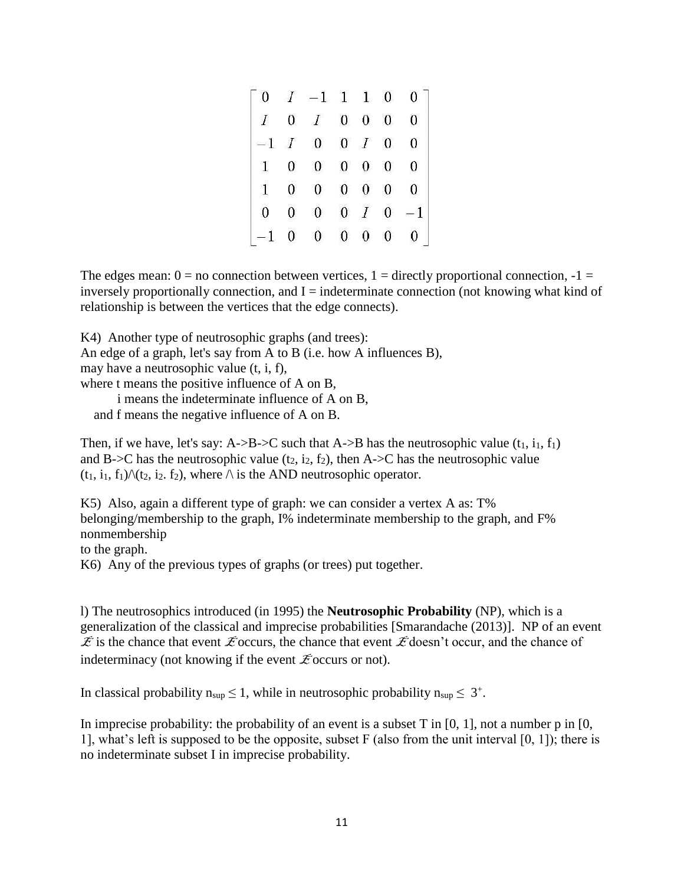$$\begin{bmatrix} 0 & I & -1 & 1 & 1 & 0 & 0 \\ I & 0 & I & 0 & 0 & 0 & 0 \\ -1 & I & 0 & 0 & I & 0 & 0 \\ 1 & 0 & 0 & 0 & 0 & 0 & 0 \\ 1 & 0 & 0 & 0 & 0 & 0 & 0 \\ 0 & 0 & 0 & 0 & I & 0 & -1 \\ -1 & 0 & 0 & 0 & 0 & 0 & 0 \end{bmatrix}$$

The edges mean: 0 = no connection between vertices, 1 = directly proportional connection, -1 = inversely proportionally connection, and I = indeterminate connection (not knowing what kind of relationship is between the vertices that the edge connects).

K4) Another type of neutrosophic graphs (and trees):
An edge of a graph, let's say from A to B (i.e. how A influences B),
may have a neutrosophic value (t, i, f),
where t means the positive influence of A on B,
i means the indeterminate influence of A on B,
and f means the negative influence of A on B.

Then, if we have, let's say: A->B->C such that A->B has the neutrosophic value $(t_1, i_1, f_1)$ and B->C has the neutrosophic value $(t_2, i_2, f_2)$, then A->C has the neutrosophic value $(t_1, i_1, f_1)\wedge(t_2, i_2. f_2)$, where /\ is the AND neutrosophic operator.

K5) Also, again a different type of graph: we can consider a vertex A as: T% belonging/membership to the graph, I% indeterminate membership to the graph, and F% nonmembership
to the graph.
K6) Any of the previous types of graphs (or trees) put together.

l) The neutrosophics introduced (in 1995) the **Neutrosophic Probability** (NP), which is a generalization of the classical and imprecise probabilities [Smarandache (2013)]. NP of an event $\mathcal{E}$ is the chance that event $\mathcal{E}$ occurs, the chance that event $\mathcal{E}$ doesn't occur, and the chance of indeterminacy (not knowing if the event $\mathcal{E}$ occurs or not).

In classical probability $n_{sup} \leq 1$, while in neutrosophic probability $n_{sup} \leq 3^+$.

In imprecise probability: the probability of an event is a subset T in [0, 1], not a number p in [0, 1], what's left is supposed to be the opposite, subset F (also from the unit interval [0, 1]); there is no indeterminate subset I in imprecise probability.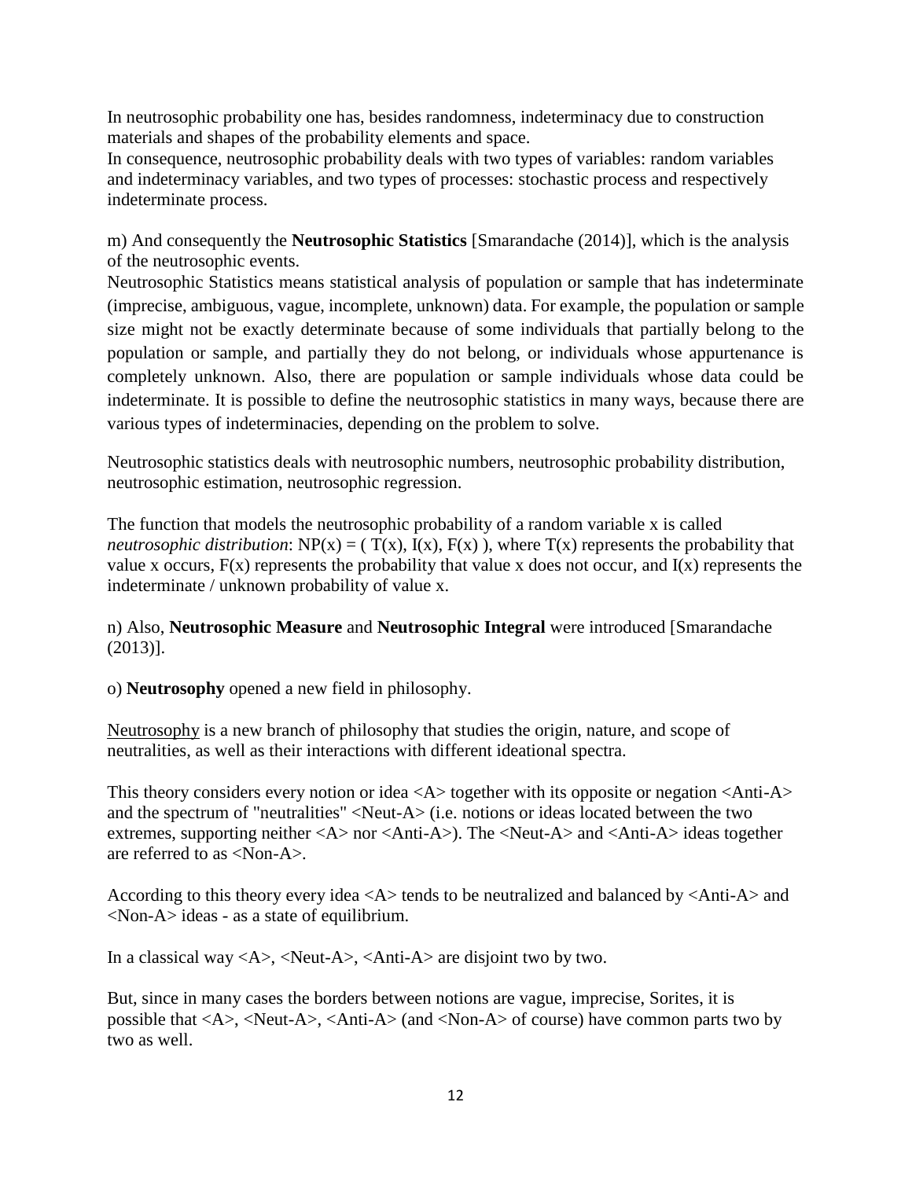In neutrosophic probability one has, besides randomness, indeterminacy due to construction materials and shapes of the probability elements and space.
In consequence, neutrosophic probability deals with two types of variables: random variables and indeterminacy variables, and two types of processes: stochastic process and respectively indeterminate process.

m) And consequently the **Neutrosophic Statistics** [Smarandache (2014)], which is the analysis of the neutrosophic events.
Neutrosophic Statistics means statistical analysis of population or sample that has indeterminate (imprecise, ambiguous, vague, incomplete, unknown) data. For example, the population or sample size might not be exactly determinate because of some individuals that partially belong to the population or sample, and partially they do not belong, or individuals whose appurtenance is completely unknown. Also, there are population or sample individuals whose data could be indeterminate. It is possible to define the neutrosophic statistics in many ways, because there are various types of indeterminacies, depending on the problem to solve.

Neutrosophic statistics deals with neutrosophic numbers, neutrosophic probability distribution, neutrosophic estimation, neutrosophic regression.

The function that models the neutrosophic probability of a random variable x is called *neutrosophic distribution*: $NP(x) = ( T(x), I(x), F(x) )$, where $T(x)$ represents the probability that value x occurs, $F(x)$ represents the probability that value x does not occur, and $I(x)$ represents the indeterminate / unknown probability of value x.

n) Also, **Neutrosophic Measure** and **Neutrosophic Integral** were introduced [Smarandache (2013)].

o) **Neutrosophy** opened a new field in philosophy.

Neutrosophy is a new branch of philosophy that studies the origin, nature, and scope of neutralities, as well as their interactions with different ideational spectra.

This theory considers every notion or idea <A> together with its opposite or negation <Anti-A> and the spectrum of "neutralities" <Neut-A> (i.e. notions or ideas located between the two extremes, supporting neither <A> nor <Anti-A>). The <Neut-A> and <Anti-A> ideas together are referred to as <Non-A>.

According to this theory every idea <A> tends to be neutralized and balanced by <Anti-A> and <Non-A> ideas - as a state of equilibrium.

In a classical way <A>, <Neut-A>, <Anti-A> are disjoint two by two.

But, since in many cases the borders between notions are vague, imprecise, Sorites, it is possible that <A>, <Neut-A>, <Anti-A> (and <Non-A> of course) have common parts two by two as well.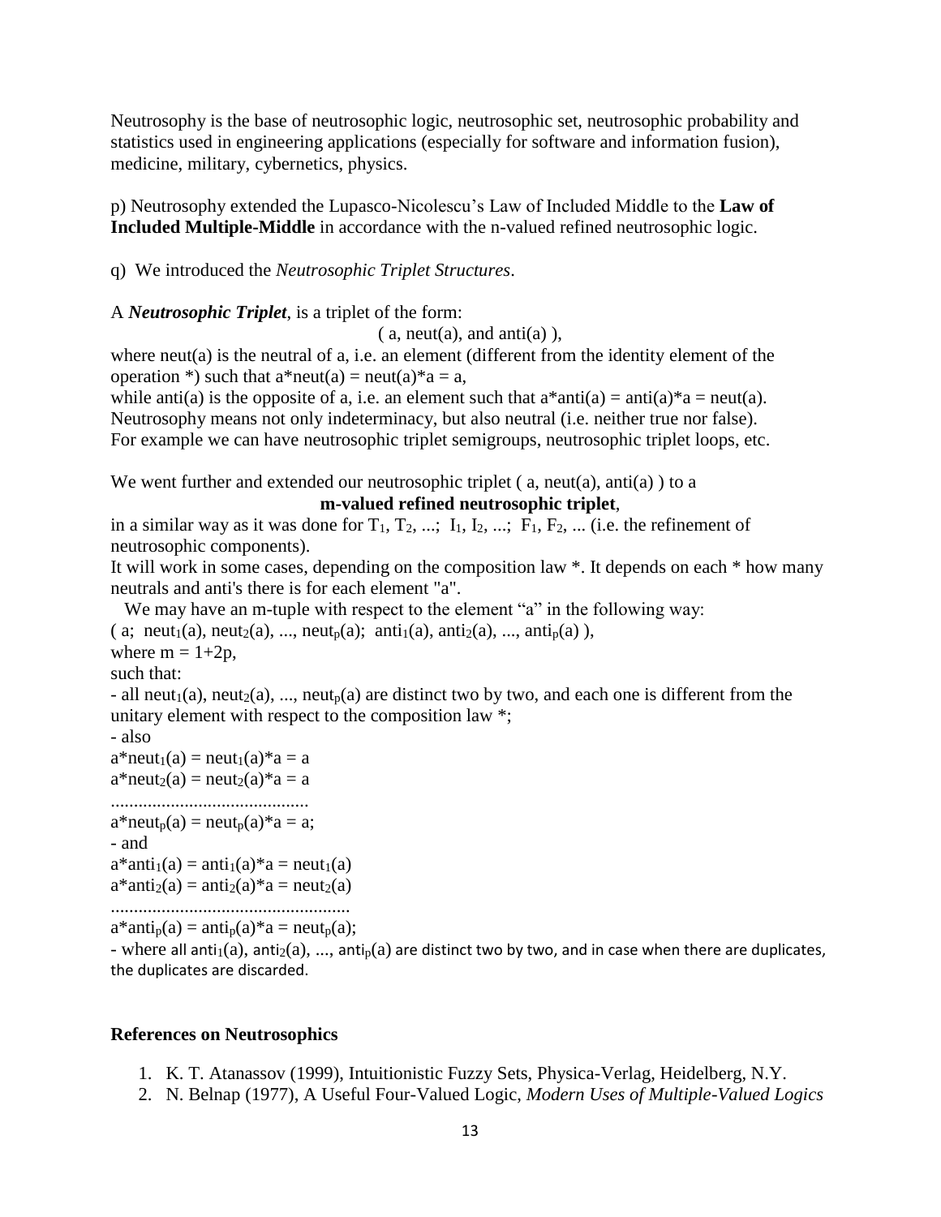Neutrosophy is the base of neutrosophic logic, neutrosophic set, neutrosophic probability and statistics used in engineering applications (especially for software and information fusion), medicine, military, cybernetics, physics.

p) Neutrosophy extended the Lupasco-Nicolescu's Law of Included Middle to the **Law of Included Multiple-Middle** in accordance with the n-valued refined neutrosophic logic.

q) We introduced the *Neutrosophic Triplet Structures*.

A ***Neutrosophic Triplet***, is a triplet of the form:

( a, neut(a), and anti(a) ),

where neut(a) is the neutral of a, i.e. an element (different from the identity element of the operation *) such that a*neut(a) = neut(a)*a = a,
while anti(a) is the opposite of a, i.e. an element such that a*anti(a) = anti(a)*a = neut(a).
Neutrosophy means not only indeterminacy, but also neutral (i.e. neither true nor false).
For example we can have neutrosophic triplet semigroups, neutrosophic triplet loops, etc.

We went further and extended our neutrosophic triplet ( a, neut(a), anti(a) ) to a

**m-valued refined neutrosophic triplet**,

in a similar way as it was done for $T_1, T_2, \ldots;\ I_1, I_2, \ldots;\ F_1, F_2, \ldots$ (i.e. the refinement of neutrosophic components).
It will work in some cases, depending on the composition law *. It depends on each * how many neutrals and anti's there is for each element "a".
We may have an m-tuple with respect to the element "a" in the following way:
$( a;\ neut_1(a), neut_2(a), \ldots, neut_p(a);\ anti_1(a), anti_2(a), \ldots, anti_p(a) )$,
where $m = 1+2p$,
such that:
- all $neut_1(a), neut_2(a), \ldots, neut_p(a)$ are distinct two by two, and each one is different from the unitary element with respect to the composition law *;
- also
$a*neut_1(a) = neut_1(a)*a = a$
$a*neut_2(a) = neut_2(a)*a = a$
..........................................
$a*neut_p(a) = neut_p(a)*a = a$;
- and
$a*anti_1(a) = anti_1(a)*a = neut_1(a)$
$a*anti_2(a) = anti_2(a)*a = neut_2(a)$
...................................................
$a*anti_p(a) = anti_p(a)*a = neut_p(a)$;
- where all $anti_1(a), anti_2(a), \ldots, anti_p(a)$ are distinct two by two, and in case when there are duplicates, the duplicates are discarded.

### References on Neutrosophics

1. K. T. Atanassov (1999), Intuitionistic Fuzzy Sets, Physica-Verlag, Heidelberg, N.Y.
2. N. Belnap (1977), A Useful Four-Valued Logic, *Modern Uses of Multiple-Valued Logics*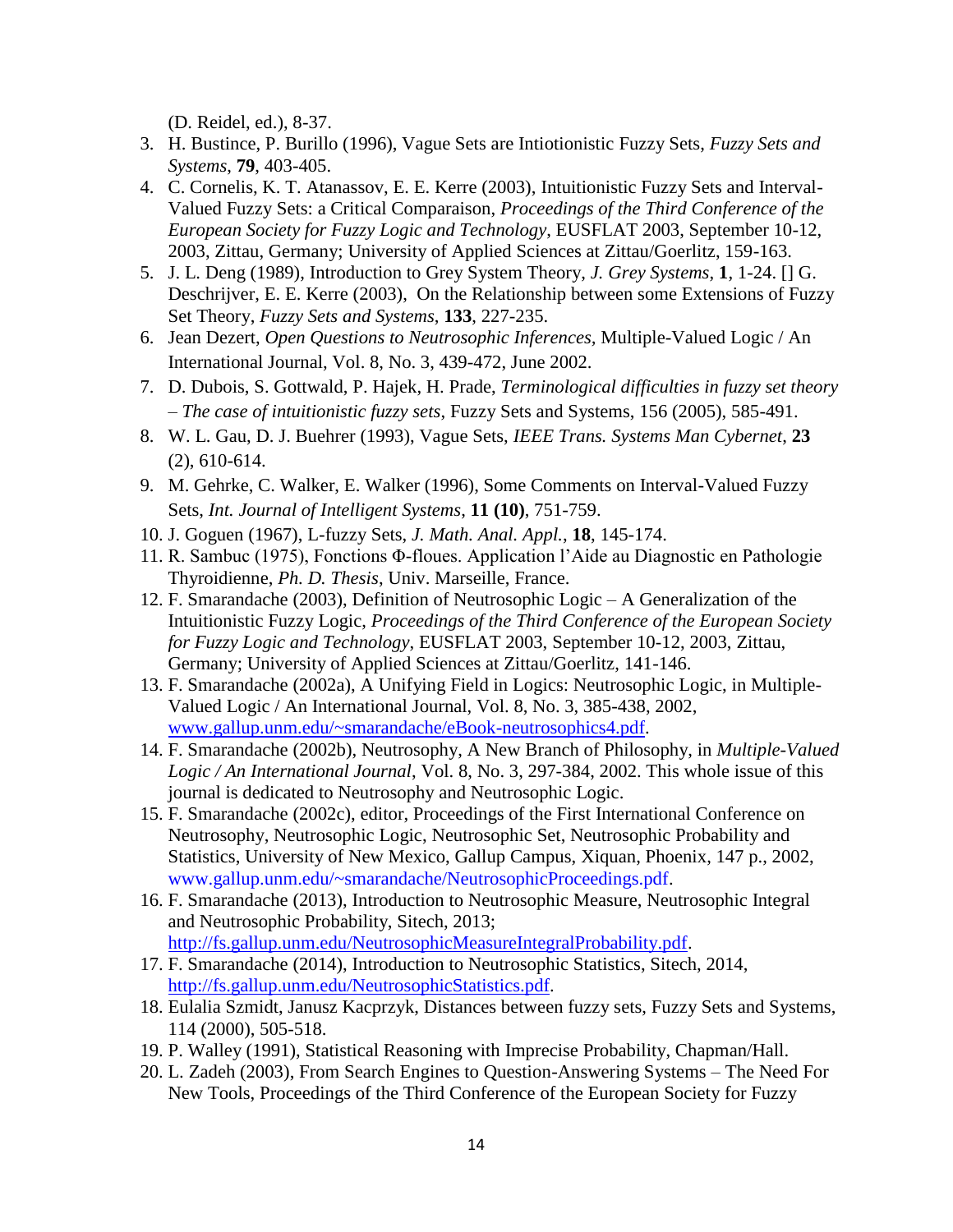(D. Reidel, ed.), 8-37.

3. H. Bustince, P. Burillo (1996), Vague Sets are Intiotionistic Fuzzy Sets, *Fuzzy Sets and Systems*, **79**, 403-405.
4. C. Cornelis, K. T. Atanassov, E. E. Kerre (2003), Intuitionistic Fuzzy Sets and Interval-Valued Fuzzy Sets: a Critical Comparaison, *Proceedings of the Third Conference of the European Society for Fuzzy Logic and Technology*, EUSFLAT 2003, September 10-12, 2003, Zittau, Germany; University of Applied Sciences at Zittau/Goerlitz, 159-163.
5. J. L. Deng (1989), Introduction to Grey System Theory, *J. Grey Systems*, **1**, 1-24. [] G. Deschrijver, E. E. Kerre (2003), On the Relationship between some Extensions of Fuzzy Set Theory, *Fuzzy Sets and Systems*, **133**, 227-235.
6. Jean Dezert, *Open Questions to Neutrosophic Inferences*, Multiple-Valued Logic / An International Journal, Vol. 8, No. 3, 439-472, June 2002.
7. D. Dubois, S. Gottwald, P. Hajek, H. Prade, *Terminological difficulties in fuzzy set theory – The case of intuitionistic fuzzy sets*, Fuzzy Sets and Systems, 156 (2005), 585-491.
8. W. L. Gau, D. J. Buehrer (1993), Vague Sets, *IEEE Trans. Systems Man Cybernet*, **23** (2), 610-614.
9. M. Gehrke, C. Walker, E. Walker (1996), Some Comments on Interval-Valued Fuzzy Sets, *Int. Journal of Intelligent Systems*, **11 (10)**, 751-759.
10. J. Goguen (1967), L-fuzzy Sets, *J. Math. Anal. Appl.*, **18**, 145-174.
11. R. Sambuc (1975), Fonctions Φ-floues. Application l'Aide au Diagnostic en Pathologie Thyroidienne, *Ph. D. Thesis*, Univ. Marseille, France.
12. F. Smarandache (2003), Definition of Neutrosophic Logic – A Generalization of the Intuitionistic Fuzzy Logic, *Proceedings of the Third Conference of the European Society for Fuzzy Logic and Technology*, EUSFLAT 2003, September 10-12, 2003, Zittau, Germany; University of Applied Sciences at Zittau/Goerlitz, 141-146.
13. F. Smarandache (2002a), A Unifying Field in Logics: Neutrosophic Logic, in Multiple-Valued Logic / An International Journal, Vol. 8, No. 3, 385-438, 2002, www.gallup.unm.edu/~smarandache/eBook-neutrosophics4.pdf.
14. F. Smarandache (2002b), Neutrosophy, A New Branch of Philosophy, in *Multiple-Valued Logic / An International Journal*, Vol. 8, No. 3, 297-384, 2002. This whole issue of this journal is dedicated to Neutrosophy and Neutrosophic Logic.
15. F. Smarandache (2002c), editor, Proceedings of the First International Conference on Neutrosophy, Neutrosophic Logic, Neutrosophic Set, Neutrosophic Probability and Statistics, University of New Mexico, Gallup Campus, Xiquan, Phoenix, 147 p., 2002, www.gallup.unm.edu/~smarandache/NeutrosophicProceedings.pdf.
16. F. Smarandache (2013), Introduction to Neutrosophic Measure, Neutrosophic Integral and Neutrosophic Probability, Sitech, 2013; http://fs.gallup.unm.edu/NeutrosophicMeasureIntegralProbability.pdf.
17. F. Smarandache (2014), Introduction to Neutrosophic Statistics, Sitech, 2014, http://fs.gallup.unm.edu/NeutrosophicStatistics.pdf.
18. Eulalia Szmidt, Janusz Kacprzyk, Distances between fuzzy sets, Fuzzy Sets and Systems, 114 (2000), 505-518.
19. P. Walley (1991), Statistical Reasoning with Imprecise Probability, Chapman/Hall.
20. L. Zadeh (2003), From Search Engines to Question-Answering Systems – The Need For New Tools, Proceedings of the Third Conference of the European Society for Fuzzy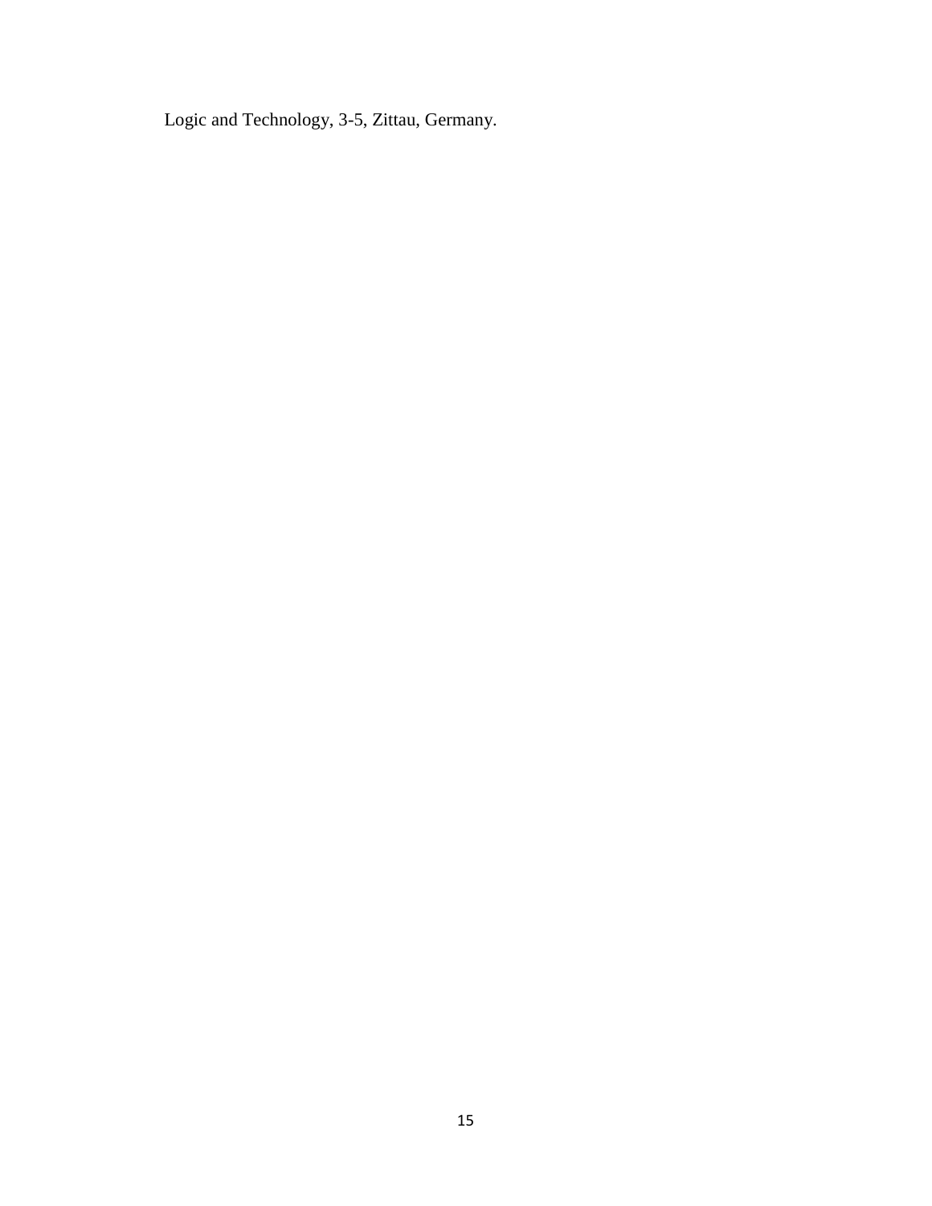Logic and Technology, 3-5, Zittau, Germany.